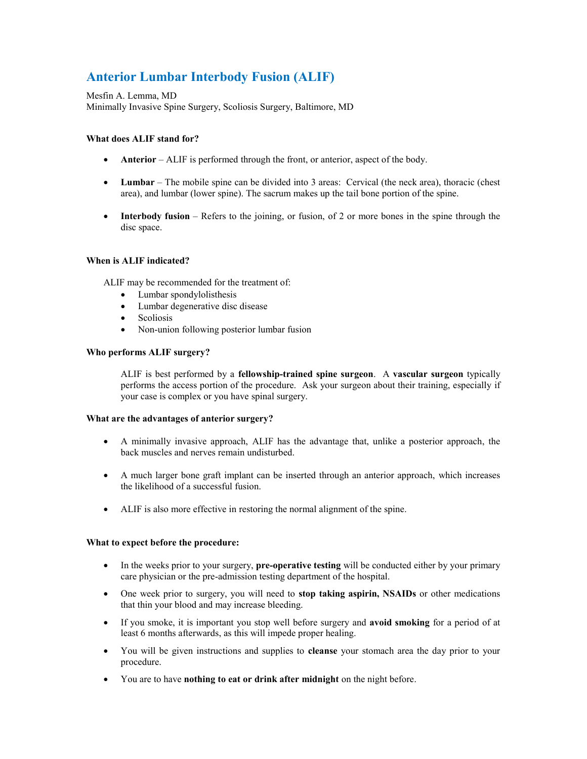# Anterior Lumbar Interbody Fusion (ALIF)

Mesfin A. Lemma, MD
Minimally Invasive Spine Surgery, Scoliosis Surgery, Baltimore, MD

**What does ALIF stand for?**

- **Anterior** – ALIF is performed through the front, or anterior, aspect of the body.
- **Lumbar** – The mobile spine can be divided into 3 areas: Cervical (the neck area), thoracic (chest area), and lumbar (lower spine). The sacrum makes up the tail bone portion of the spine.
- **Interbody fusion** – Refers to the joining, or fusion, of 2 or more bones in the spine through the disc space.

**When is ALIF indicated?**

ALIF may be recommended for the treatment of:

- Lumbar spondylolisthesis
- Lumbar degenerative disc disease
- Scoliosis
- Non-union following posterior lumbar fusion

**Who performs ALIF surgery?**

ALIF is best performed by a **fellowship-trained spine surgeon**. A **vascular surgeon** typically performs the access portion of the procedure. Ask your surgeon about their training, especially if your case is complex or you have spinal surgery.

**What are the advantages of anterior surgery?**

- A minimally invasive approach, ALIF has the advantage that, unlike a posterior approach, the back muscles and nerves remain undisturbed.
- A much larger bone graft implant can be inserted through an anterior approach, which increases the likelihood of a successful fusion.
- ALIF is also more effective in restoring the normal alignment of the spine.

**What to expect before the procedure:**

- In the weeks prior to your surgery, **pre-operative testing** will be conducted either by your primary care physician or the pre-admission testing department of the hospital.
- One week prior to surgery, you will need to **stop taking aspirin, NSAIDs** or other medications that thin your blood and may increase bleeding.
- If you smoke, it is important you stop well before surgery and **avoid smoking** for a period of at least 6 months afterwards, as this will impede proper healing.
- You will be given instructions and supplies to **cleanse** your stomach area the day prior to your procedure.
- You are to have **nothing to eat or drink after midnight** on the night before.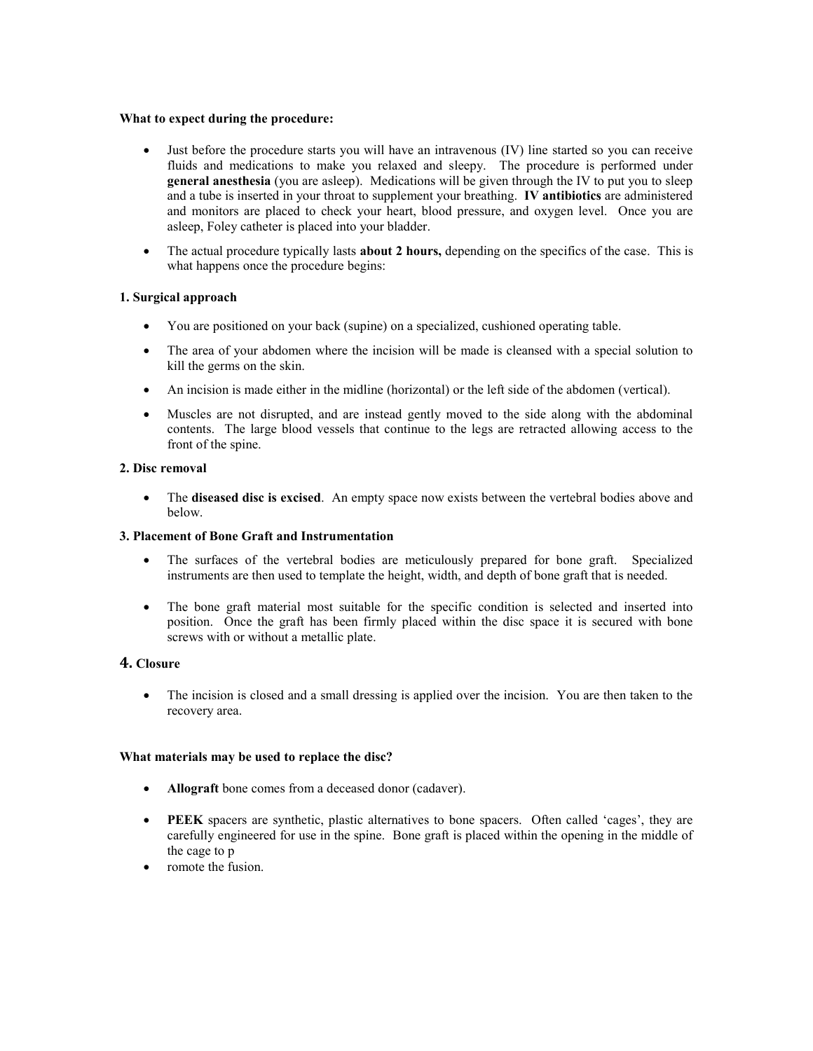**What to expect during the procedure:**

- Just before the procedure starts you will have an intravenous (IV) line started so you can receive fluids and medications to make you relaxed and sleepy. The procedure is performed under **general anesthesia** (you are asleep). Medications will be given through the IV to put you to sleep and a tube is inserted in your throat to supplement your breathing. **IV antibiotics** are administered and monitors are placed to check your heart, blood pressure, and oxygen level. Once you are asleep, Foley catheter is placed into your bladder.
- The actual procedure typically lasts **about 2 hours,** depending on the specifics of the case. This is what happens once the procedure begins:

**1. Surgical approach**

- You are positioned on your back (supine) on a specialized, cushioned operating table.
- The area of your abdomen where the incision will be made is cleansed with a special solution to kill the germs on the skin.
- An incision is made either in the midline (horizontal) or the left side of the abdomen (vertical).
- Muscles are not disrupted, and are instead gently moved to the side along with the abdominal contents. The large blood vessels that continue to the legs are retracted allowing access to the front of the spine.

**2. Disc removal**

- The **diseased disc is excised**. An empty space now exists between the vertebral bodies above and below.

**3. Placement of Bone Graft and Instrumentation**

- The surfaces of the vertebral bodies are meticulously prepared for bone graft. Specialized instruments are then used to template the height, width, and depth of bone graft that is needed.
- The bone graft material most suitable for the specific condition is selected and inserted into position. Once the graft has been firmly placed within the disc space it is secured with bone screws with or without a metallic plate.

**4. Closure**

- The incision is closed and a small dressing is applied over the incision. You are then taken to the recovery area.

**What materials may be used to replace the disc?**

- **Allograft** bone comes from a deceased donor (cadaver).
- **PEEK** spacers are synthetic, plastic alternatives to bone spacers. Often called 'cages', they are carefully engineered for use in the spine. Bone graft is placed within the opening in the middle of the cage to p
- romote the fusion.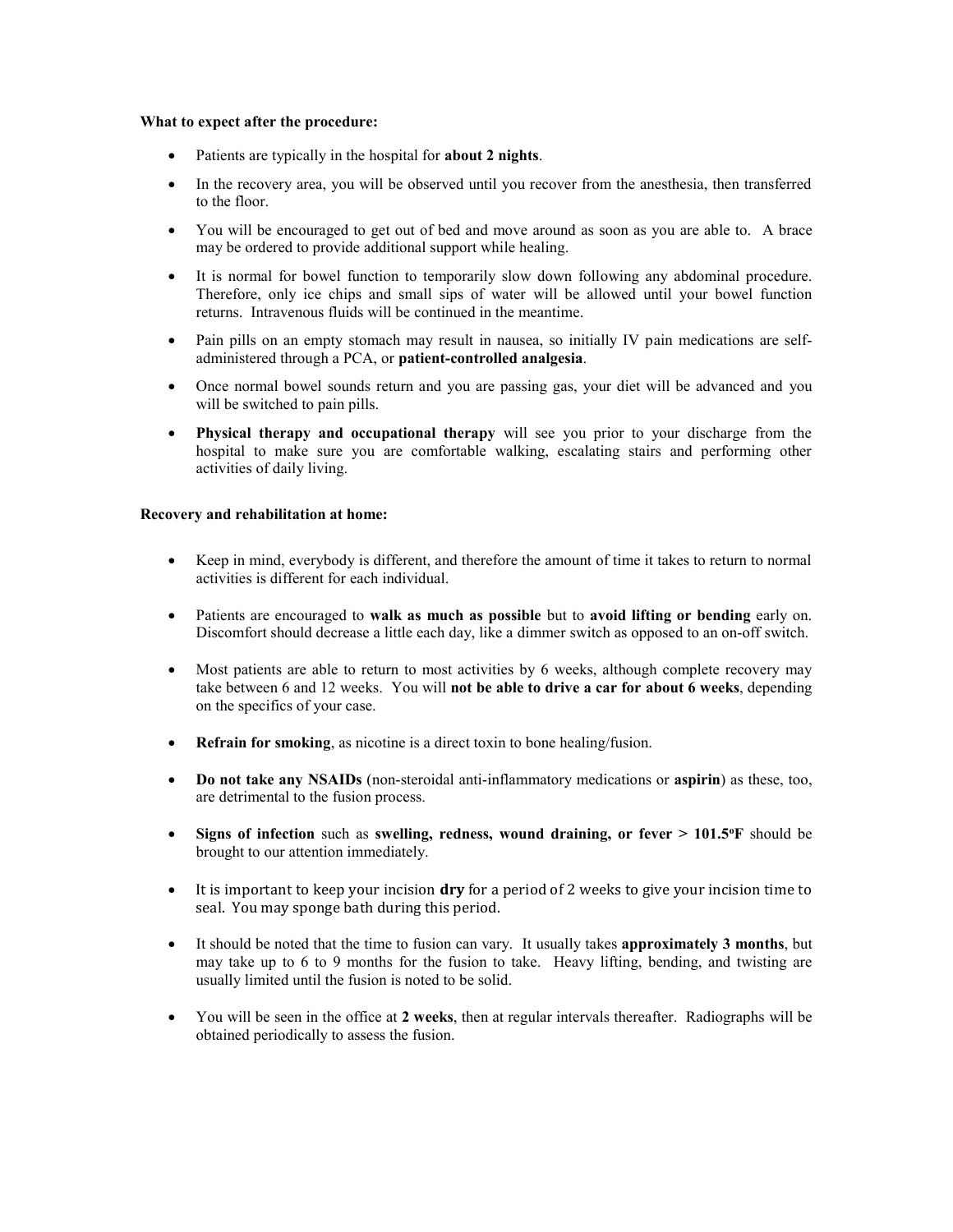**What to expect after the procedure:**

- Patients are typically in the hospital for **about 2 nights**.
- In the recovery area, you will be observed until you recover from the anesthesia, then transferred to the floor.
- You will be encouraged to get out of bed and move around as soon as you are able to. A brace may be ordered to provide additional support while healing.
- It is normal for bowel function to temporarily slow down following any abdominal procedure. Therefore, only ice chips and small sips of water will be allowed until your bowel function returns. Intravenous fluids will be continued in the meantime.
- Pain pills on an empty stomach may result in nausea, so initially IV pain medications are self-administered through a PCA, or **patient-controlled analgesia**.
- Once normal bowel sounds return and you are passing gas, your diet will be advanced and you will be switched to pain pills.
- **Physical therapy and occupational therapy** will see you prior to your discharge from the hospital to make sure you are comfortable walking, escalating stairs and performing other activities of daily living.

**Recovery and rehabilitation at home:**

- Keep in mind, everybody is different, and therefore the amount of time it takes to return to normal activities is different for each individual.
- Patients are encouraged to **walk as much as possible** but to **avoid lifting or bending** early on. Discomfort should decrease a little each day, like a dimmer switch as opposed to an on-off switch.
- Most patients are able to return to most activities by 6 weeks, although complete recovery may take between 6 and 12 weeks. You will **not be able to drive a car for about 6 weeks**, depending on the specifics of your case.
- **Refrain for smoking**, as nicotine is a direct toxin to bone healing/fusion.
- **Do not take any NSAIDs** (non-steroidal anti-inflammatory medications or **aspirin**) as these, too, are detrimental to the fusion process.
- **Signs of infection** such as **swelling, redness, wound draining, or fever > 101.5ºF** should be brought to our attention immediately.
- It is important to keep your incision **dry** for a period of 2 weeks to give your incision time to seal. You may sponge bath during this period.
- It should be noted that the time to fusion can vary. It usually takes **approximately 3 months**, but may take up to 6 to 9 months for the fusion to take. Heavy lifting, bending, and twisting are usually limited until the fusion is noted to be solid.
- You will be seen in the office at **2 weeks**, then at regular intervals thereafter. Radiographs will be obtained periodically to assess the fusion.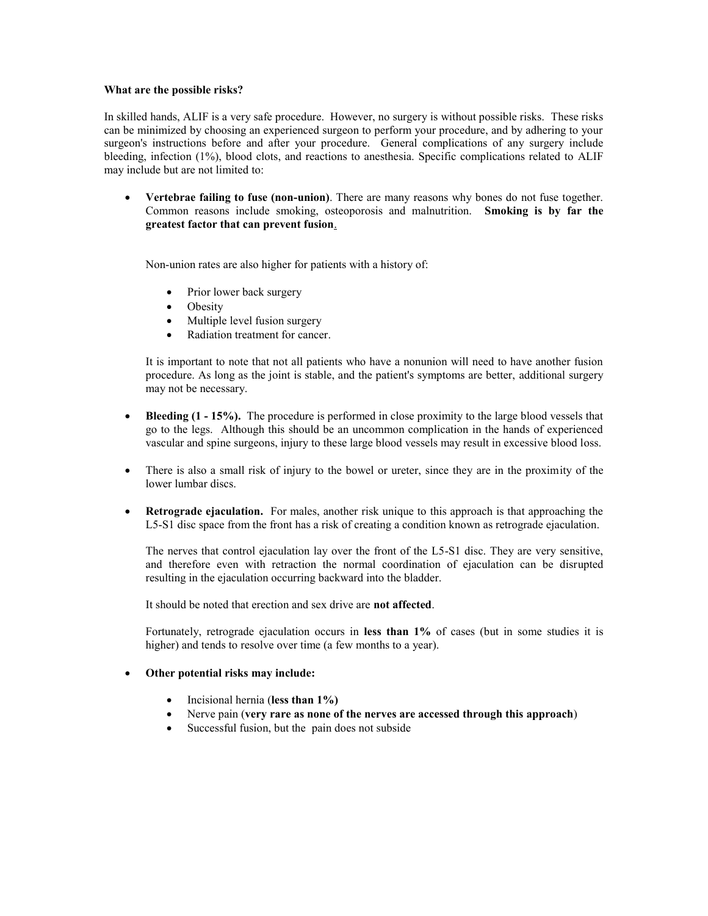**What are the possible risks?**

In skilled hands, ALIF is a very safe procedure. However, no surgery is without possible risks. These risks can be minimized by choosing an experienced surgeon to perform your procedure, and by adhering to your surgeon's instructions before and after your procedure. General complications of any surgery include bleeding, infection (1%), blood clots, and reactions to anesthesia. Specific complications related to ALIF may include but are not limited to:

- **Vertebrae failing to fuse (non-union)**. There are many reasons why bones do not fuse together. Common reasons include smoking, osteoporosis and malnutrition. **Smoking is by far the greatest factor that can prevent fusion**.

  Non-union rates are also higher for patients with a history of:

  - Prior lower back surgery
  - Obesity
  - Multiple level fusion surgery
  - Radiation treatment for cancer.

  It is important to note that not all patients who have a nonunion will need to have another fusion procedure. As long as the joint is stable, and the patient's symptoms are better, additional surgery may not be necessary.

- **Bleeding (1 - 15%).** The procedure is performed in close proximity to the large blood vessels that go to the legs. Although this should be an uncommon complication in the hands of experienced vascular and spine surgeons, injury to these large blood vessels may result in excessive blood loss.

- There is also a small risk of injury to the bowel or ureter, since they are in the proximity of the lower lumbar discs.

- **Retrograde ejaculation.** For males, another risk unique to this approach is that approaching the L5-S1 disc space from the front has a risk of creating a condition known as retrograde ejaculation.

  The nerves that control ejaculation lay over the front of the L5-S1 disc. They are very sensitive, and therefore even with retraction the normal coordination of ejaculation can be disrupted resulting in the ejaculation occurring backward into the bladder.

  It should be noted that erection and sex drive are **not affected**.

  Fortunately, retrograde ejaculation occurs in **less than 1%** of cases (but in some studies it is higher) and tends to resolve over time (a few months to a year).

- **Other potential risks may include:**

  - Incisional hernia (**less than 1%)**
  - Nerve pain (**very rare as none of the nerves are accessed through this approach**)
  - Successful fusion, but the pain does not subside